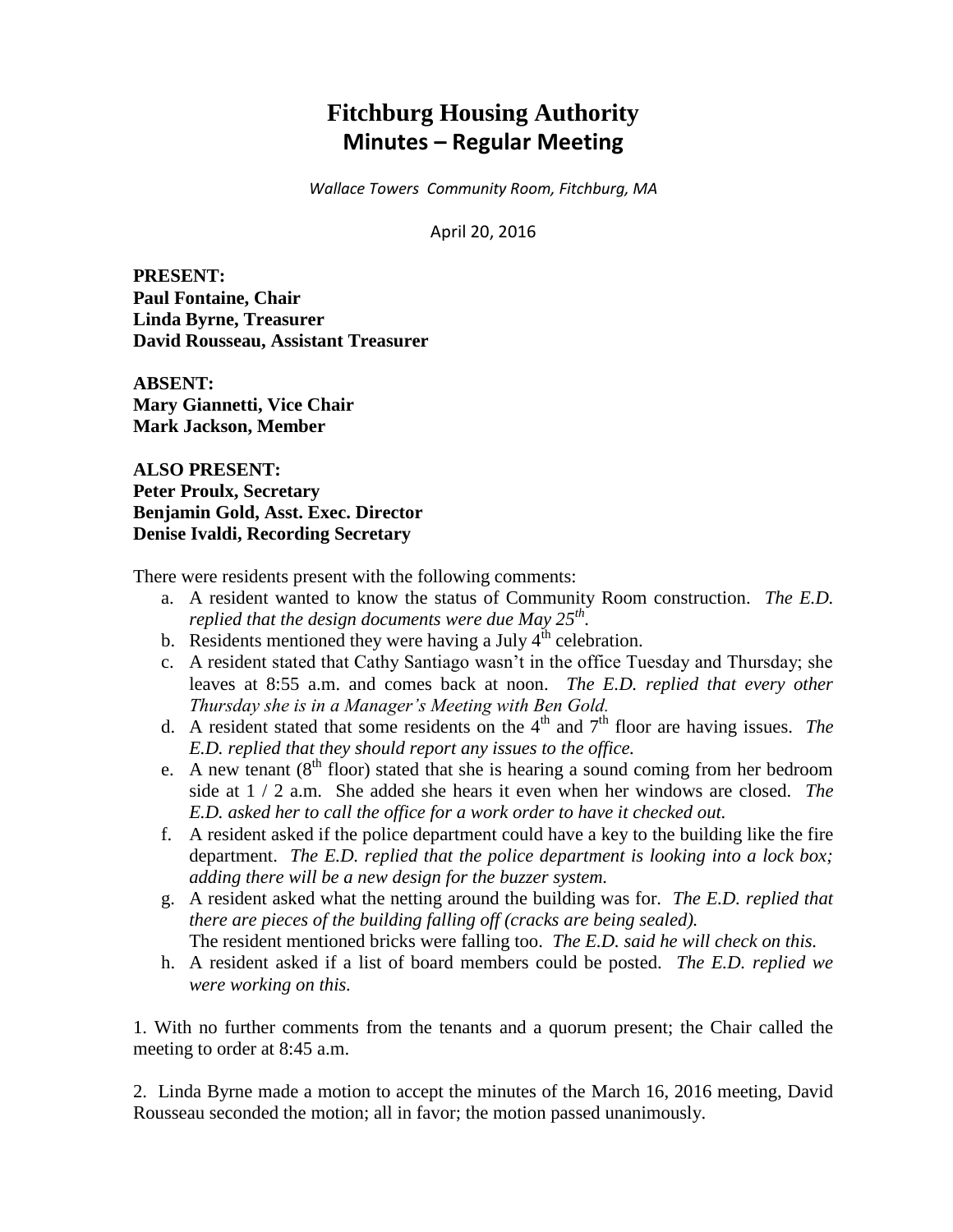# Fitchburg Housing Authority
## Minutes – Regular Meeting

*Wallace Towers Community Room, Fitchburg, MA*

April 20, 2016

**PRESENT:**
**Paul Fontaine, Chair**
**Linda Byrne, Treasurer**
**David Rousseau, Assistant Treasurer**

**ABSENT:**
**Mary Giannetti, Vice Chair**
**Mark Jackson, Member**

**ALSO PRESENT:**
**Peter Proulx, Secretary**
**Benjamin Gold, Asst. Exec. Director**
**Denise Ivaldi, Recording Secretary**

There were residents present with the following comments:

a. A resident wanted to know the status of Community Room construction. *The E.D. replied that the design documents were due May 25th.*
b. Residents mentioned they were having a July 4th celebration.
c. A resident stated that Cathy Santiago wasn't in the office Tuesday and Thursday; she leaves at 8:55 a.m. and comes back at noon. *The E.D. replied that every other Thursday she is in a Manager's Meeting with Ben Gold.*
d. A resident stated that some residents on the 4th and 7th floor are having issues. *The E.D. replied that they should report any issues to the office.*
e. A new tenant (8th floor) stated that she is hearing a sound coming from her bedroom side at 1 / 2 a.m. She added she hears it even when her windows are closed. *The E.D. asked her to call the office for a work order to have it checked out.*
f. A resident asked if the police department could have a key to the building like the fire department. *The E.D. replied that the police department is looking into a lock box; adding there will be a new design for the buzzer system.*
g. A resident asked what the netting around the building was for. *The E.D. replied that there are pieces of the building falling off (cracks are being sealed).*
   The resident mentioned bricks were falling too. *The E.D. said he will check on this.*
h. A resident asked if a list of board members could be posted. *The E.D. replied we were working on this.*

1. With no further comments from the tenants and a quorum present; the Chair called the meeting to order at 8:45 a.m.

2. Linda Byrne made a motion to accept the minutes of the March 16, 2016 meeting, David Rousseau seconded the motion; all in favor; the motion passed unanimously.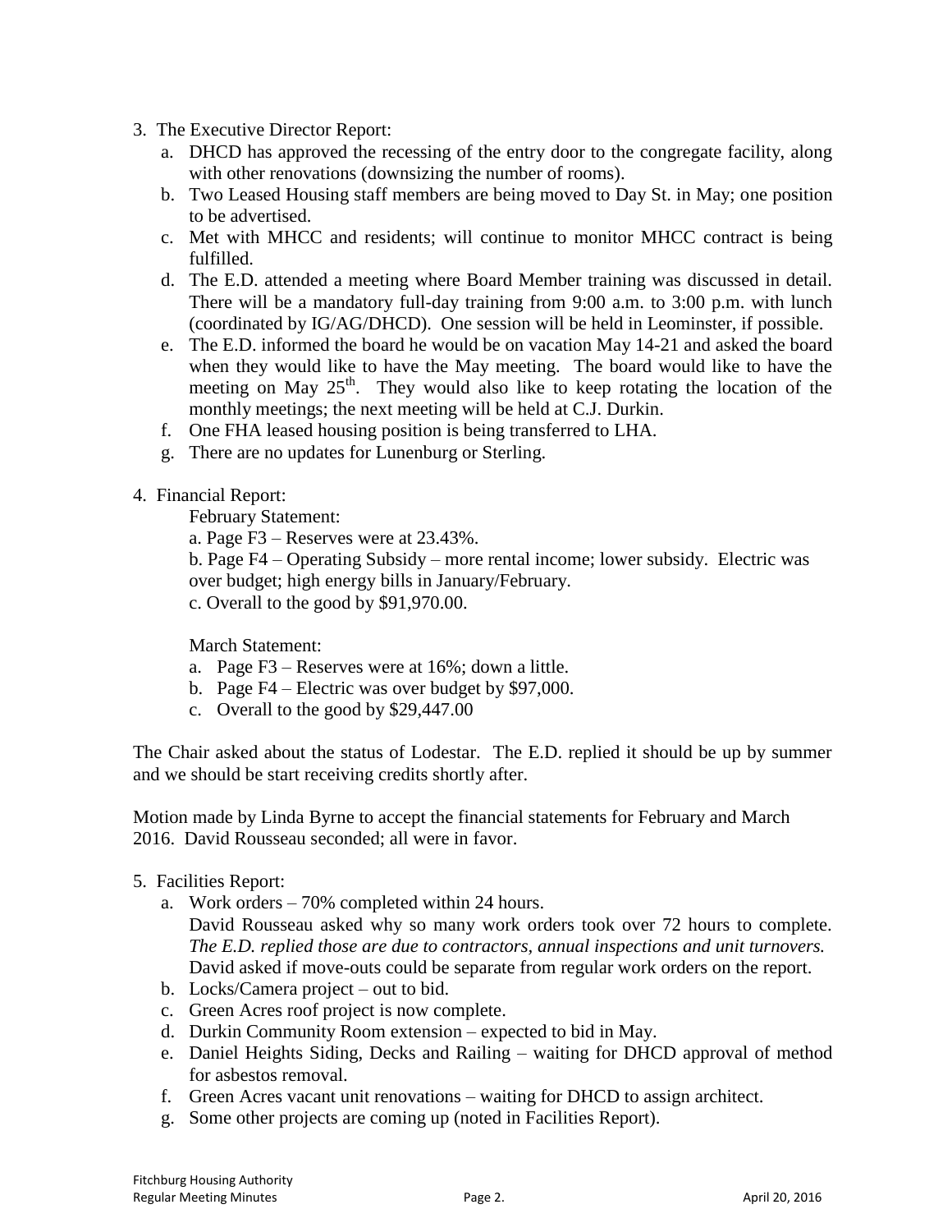3. The Executive Director Report:
   a. DHCD has approved the recessing of the entry door to the congregate facility, along with other renovations (downsizing the number of rooms).
   b. Two Leased Housing staff members are being moved to Day St. in May; one position to be advertised.
   c. Met with MHCC and residents; will continue to monitor MHCC contract is being fulfilled.
   d. The E.D. attended a meeting where Board Member training was discussed in detail. There will be a mandatory full-day training from 9:00 a.m. to 3:00 p.m. with lunch (coordinated by IG/AG/DHCD). One session will be held in Leominster, if possible.
   e. The E.D. informed the board he would be on vacation May 14-21 and asked the board when they would like to have the May meeting. The board would like to have the meeting on May 25th. They would also like to keep rotating the location of the monthly meetings; the next meeting will be held at C.J. Durkin.
   f. One FHA leased housing position is being transferred to LHA.
   g. There are no updates for Lunenburg or Sterling.

4. Financial Report:

   February Statement:

   a. Page F3 – Reserves were at 23.43%.

   b. Page F4 – Operating Subsidy – more rental income; lower subsidy. Electric was over budget; high energy bills in January/February.

   c. Overall to the good by $91,970.00.

   March Statement:

   a. Page F3 – Reserves were at 16%; down a little.
   b. Page F4 – Electric was over budget by $97,000.
   c. Overall to the good by $29,447.00

The Chair asked about the status of Lodestar. The E.D. replied it should be up by summer and we should be start receiving credits shortly after.

Motion made by Linda Byrne to accept the financial statements for February and March 2016. David Rousseau seconded; all were in favor.

5. Facilities Report:
   a. Work orders – 70% completed within 24 hours.
      David Rousseau asked why so many work orders took over 72 hours to complete. *The E.D. replied those are due to contractors, annual inspections and unit turnovers.* David asked if move-outs could be separate from regular work orders on the report.
   b. Locks/Camera project – out to bid.
   c. Green Acres roof project is now complete.
   d. Durkin Community Room extension – expected to bid in May.
   e. Daniel Heights Siding, Decks and Railing – waiting for DHCD approval of method for asbestos removal.
   f. Green Acres vacant unit renovations – waiting for DHCD to assign architect.
   g. Some other projects are coming up (noted in Facilities Report).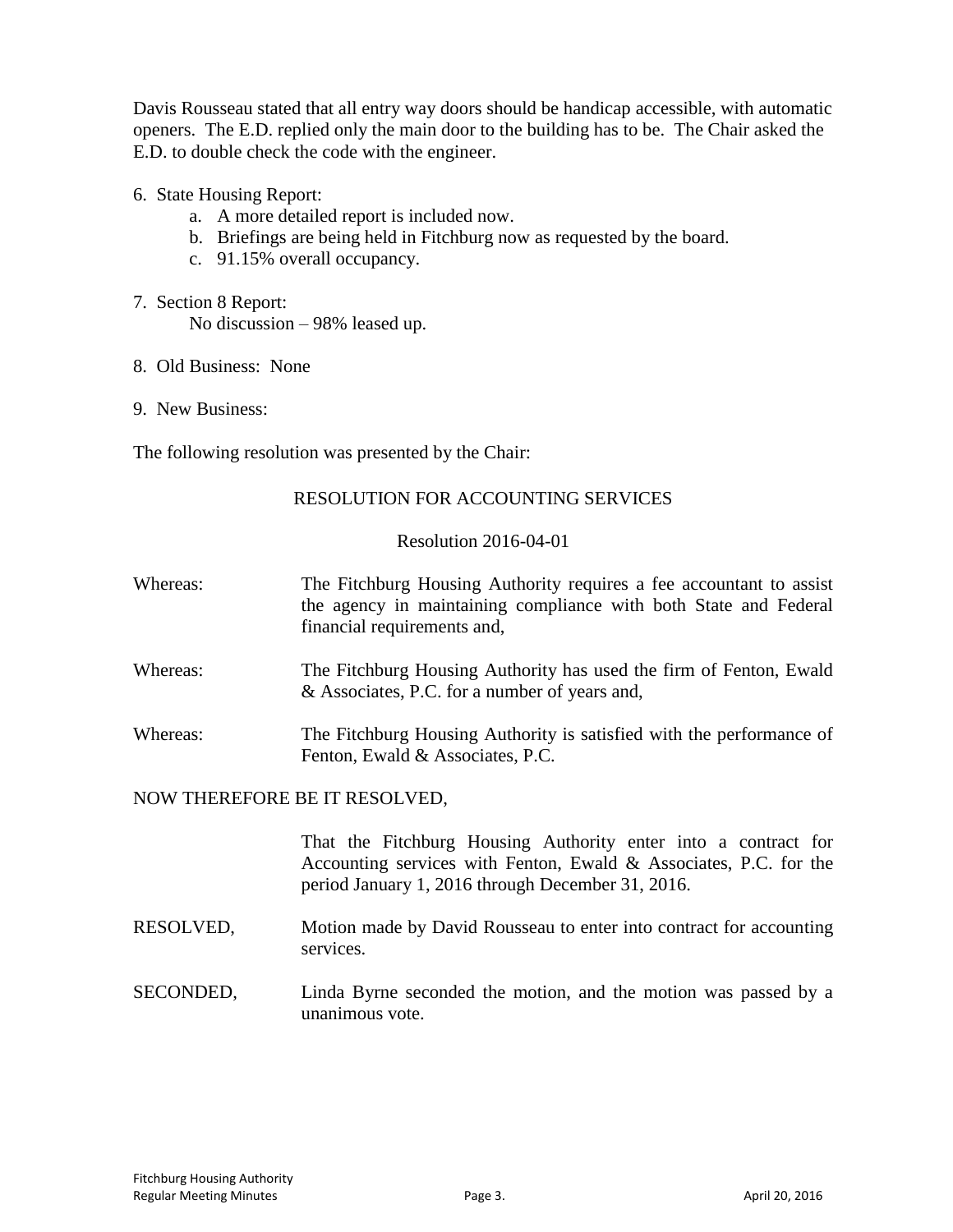Davis Rousseau stated that all entry way doors should be handicap accessible, with automatic openers. The E.D. replied only the main door to the building has to be. The Chair asked the E.D. to double check the code with the engineer.

6. State Housing Report:
   a. A more detailed report is included now.
   b. Briefings are being held in Fitchburg now as requested by the board.
   c. 91.15% overall occupancy.

7. Section 8 Report:
   No discussion – 98% leased up.

8. Old Business: None

9. New Business:

The following resolution was presented by the Chair:

RESOLUTION FOR ACCOUNTING SERVICES

Resolution 2016-04-01

Whereas: The Fitchburg Housing Authority requires a fee accountant to assist the agency in maintaining compliance with both State and Federal financial requirements and,

Whereas: The Fitchburg Housing Authority has used the firm of Fenton, Ewald & Associates, P.C. for a number of years and,

Whereas: The Fitchburg Housing Authority is satisfied with the performance of Fenton, Ewald & Associates, P.C.

NOW THEREFORE BE IT RESOLVED,

That the Fitchburg Housing Authority enter into a contract for Accounting services with Fenton, Ewald & Associates, P.C. for the period January 1, 2016 through December 31, 2016.

RESOLVED, Motion made by David Rousseau to enter into contract for accounting services.

SECONDED, Linda Byrne seconded the motion, and the motion was passed by a unanimous vote.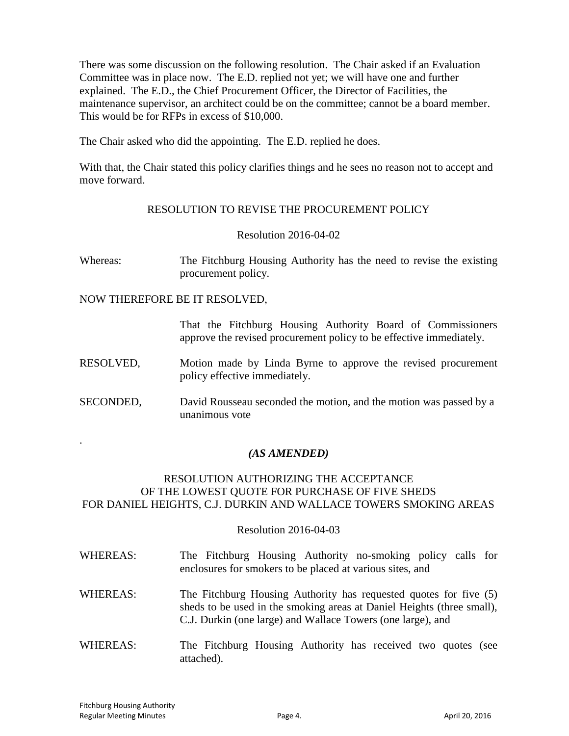There was some discussion on the following resolution. The Chair asked if an Evaluation Committee was in place now. The E.D. replied not yet; we will have one and further explained. The E.D., the Chief Procurement Officer, the Director of Facilities, the maintenance supervisor, an architect could be on the committee; cannot be a board member. This would be for RFPs in excess of $10,000.

The Chair asked who did the appointing. The E.D. replied he does.

With that, the Chair stated this policy clarifies things and he sees no reason not to accept and move forward.

RESOLUTION TO REVISE THE PROCUREMENT POLICY

Resolution 2016-04-02

Whereas: The Fitchburg Housing Authority has the need to revise the existing procurement policy.

NOW THEREFORE BE IT RESOLVED,

That the Fitchburg Housing Authority Board of Commissioners approve the revised procurement policy to be effective immediately.

RESOLVED, Motion made by Linda Byrne to approve the revised procurement policy effective immediately.

SECONDED, David Rousseau seconded the motion, and the motion was passed by a unanimous vote

.

***(AS AMENDED)***

RESOLUTION AUTHORIZING THE ACCEPTANCE OF THE LOWEST QUOTE FOR PURCHASE OF FIVE SHEDS FOR DANIEL HEIGHTS, C.J. DURKIN AND WALLACE TOWERS SMOKING AREAS

Resolution 2016-04-03

WHEREAS: The Fitchburg Housing Authority no-smoking policy calls for enclosures for smokers to be placed at various sites, and

WHEREAS: The Fitchburg Housing Authority has requested quotes for five (5) sheds to be used in the smoking areas at Daniel Heights (three small), C.J. Durkin (one large) and Wallace Towers (one large), and

WHEREAS: The Fitchburg Housing Authority has received two quotes (see attached).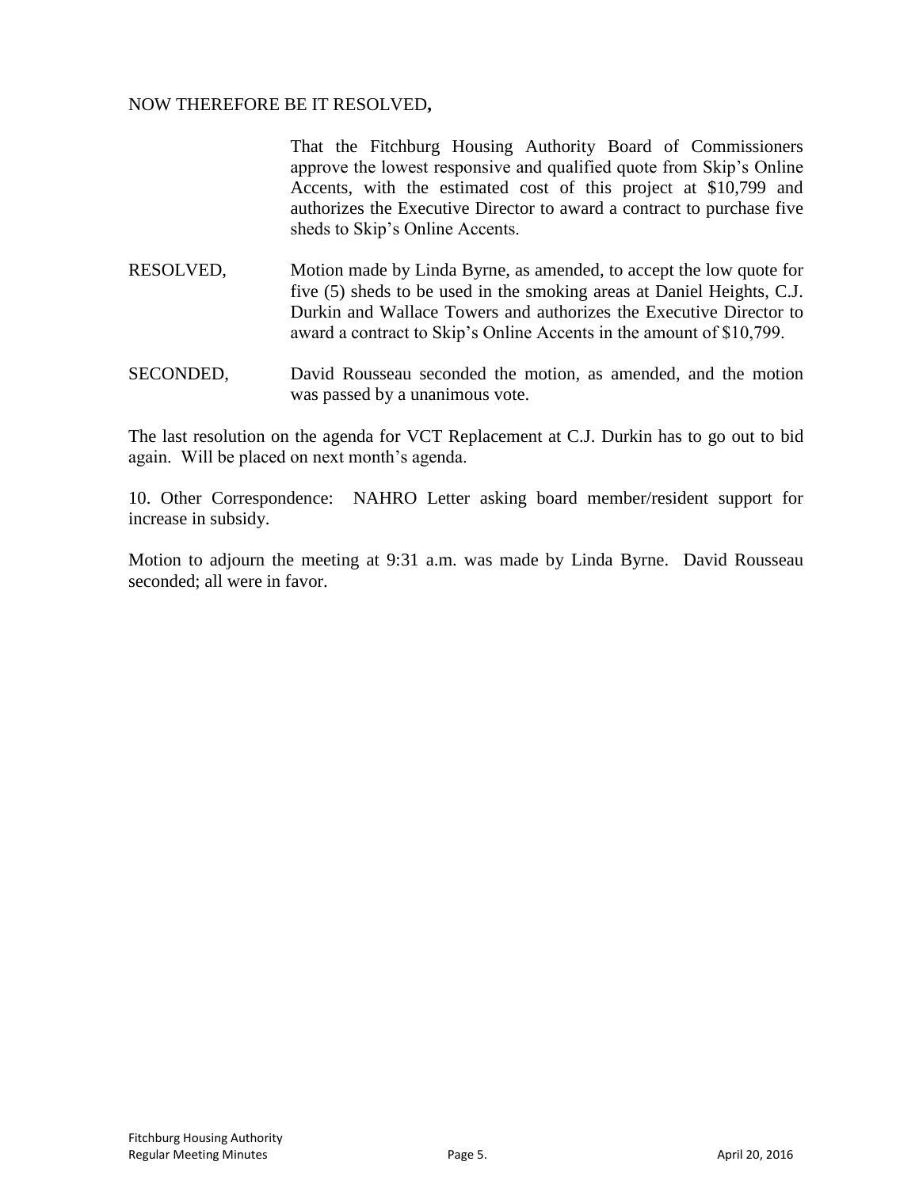NOW THEREFORE BE IT RESOLVED**,**

That the Fitchburg Housing Authority Board of Commissioners approve the lowest responsive and qualified quote from Skip's Online Accents, with the estimated cost of this project at $10,799 and authorizes the Executive Director to award a contract to purchase five sheds to Skip's Online Accents.

RESOLVED, Motion made by Linda Byrne, as amended, to accept the low quote for five (5) sheds to be used in the smoking areas at Daniel Heights, C.J. Durkin and Wallace Towers and authorizes the Executive Director to award a contract to Skip's Online Accents in the amount of $10,799.

SECONDED, David Rousseau seconded the motion, as amended, and the motion was passed by a unanimous vote.

The last resolution on the agenda for VCT Replacement at C.J. Durkin has to go out to bid again. Will be placed on next month's agenda.

10. Other Correspondence: NAHRO Letter asking board member/resident support for increase in subsidy.

Motion to adjourn the meeting at 9:31 a.m. was made by Linda Byrne. David Rousseau seconded; all were in favor.